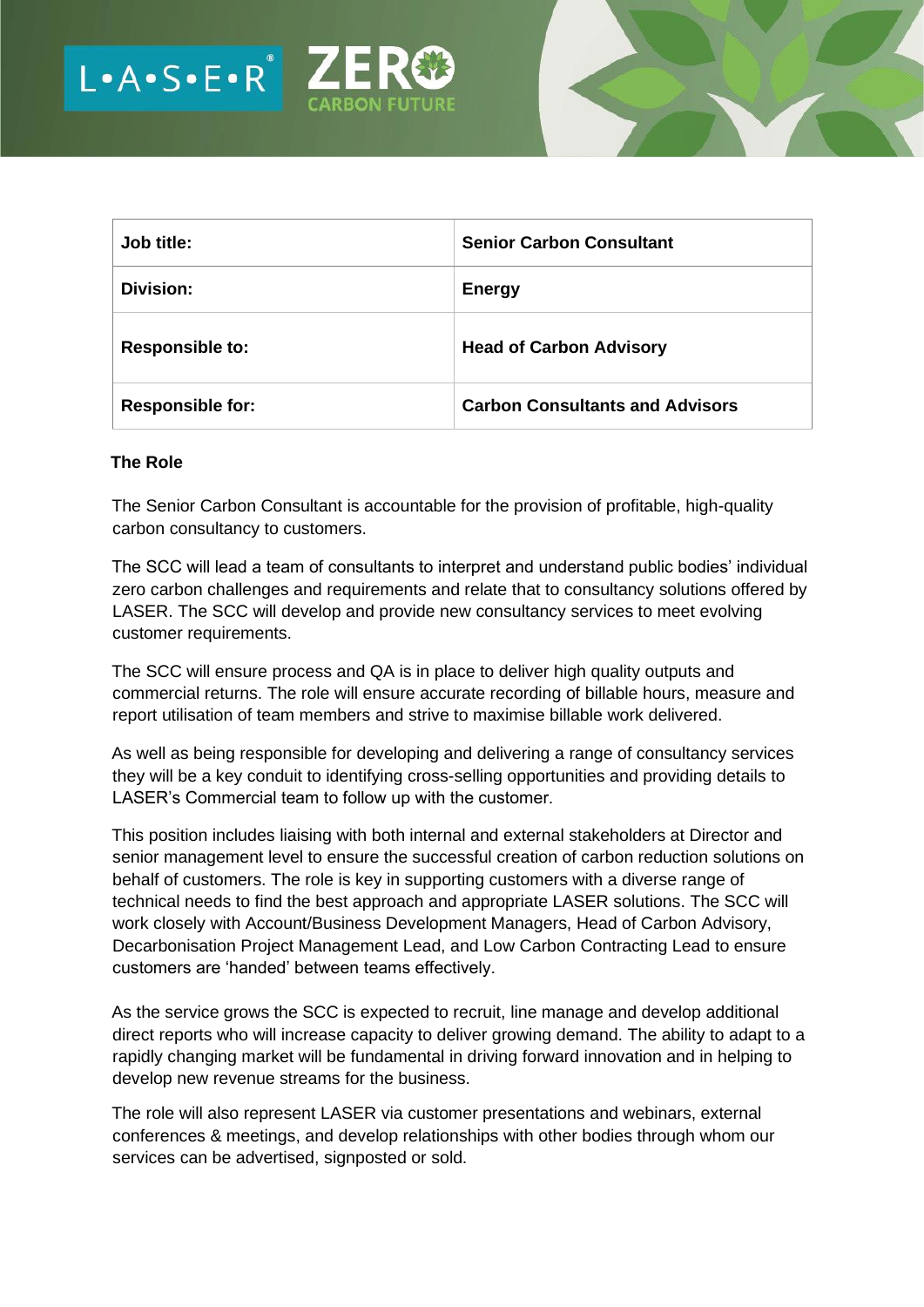| Job title: | Senior Carbon Consultant |
|---|---|
| Division: | Energy |
| Responsible to: | Head of Carbon Advisory |
| Responsible for: | Carbon Consultants and Advisors |

## The Role

The Senior Carbon Consultant is accountable for the provision of profitable, high-quality carbon consultancy to customers.

The SCC will lead a team of consultants to interpret and understand public bodies' individual zero carbon challenges and requirements and relate that to consultancy solutions offered by LASER. The SCC will develop and provide new consultancy services to meet evolving customer requirements.

The SCC will ensure process and QA is in place to deliver high quality outputs and commercial returns. The role will ensure accurate recording of billable hours, measure and report utilisation of team members and strive to maximise billable work delivered.

As well as being responsible for developing and delivering a range of consultancy services they will be a key conduit to identifying cross-selling opportunities and providing details to LASER's Commercial team to follow up with the customer.

This position includes liaising with both internal and external stakeholders at Director and senior management level to ensure the successful creation of carbon reduction solutions on behalf of customers. The role is key in supporting customers with a diverse range of technical needs to find the best approach and appropriate LASER solutions. The SCC will work closely with Account/Business Development Managers, Head of Carbon Advisory, Decarbonisation Project Management Lead, and Low Carbon Contracting Lead to ensure customers are 'handed' between teams effectively.

As the service grows the SCC is expected to recruit, line manage and develop additional direct reports who will increase capacity to deliver growing demand. The ability to adapt to a rapidly changing market will be fundamental in driving forward innovation and in helping to develop new revenue streams for the business.

The role will also represent LASER via customer presentations and webinars, external conferences & meetings, and develop relationships with other bodies through whom our services can be advertised, signposted or sold.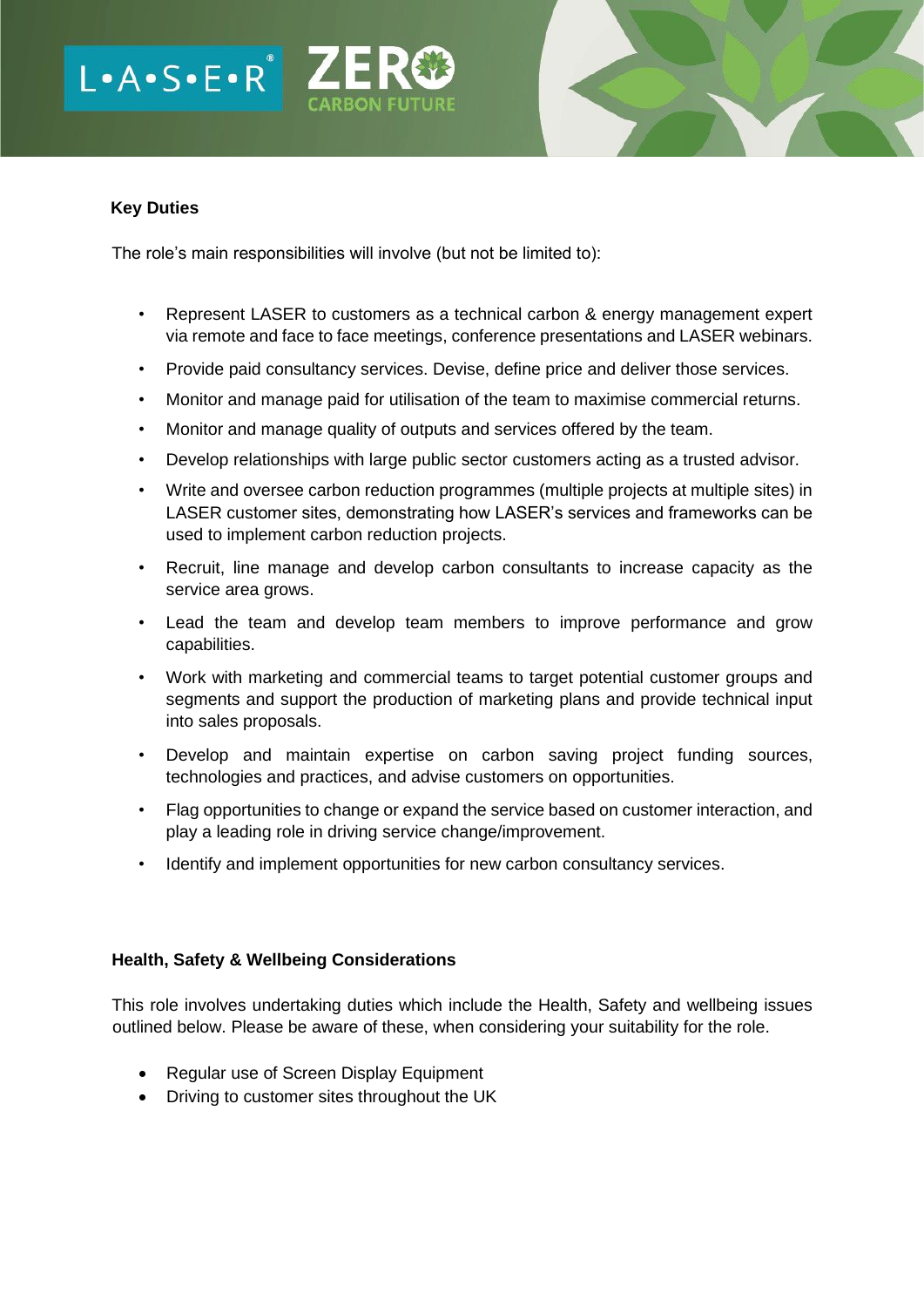## Key Duties

The role's main responsibilities will involve (but not be limited to):

- Represent LASER to customers as a technical carbon & energy management expert via remote and face to face meetings, conference presentations and LASER webinars.
- Provide paid consultancy services. Devise, define price and deliver those services.
- Monitor and manage paid for utilisation of the team to maximise commercial returns.
- Monitor and manage quality of outputs and services offered by the team.
- Develop relationships with large public sector customers acting as a trusted advisor.
- Write and oversee carbon reduction programmes (multiple projects at multiple sites) in LASER customer sites, demonstrating how LASER's services and frameworks can be used to implement carbon reduction projects.
- Recruit, line manage and develop carbon consultants to increase capacity as the service area grows.
- Lead the team and develop team members to improve performance and grow capabilities.
- Work with marketing and commercial teams to target potential customer groups and segments and support the production of marketing plans and provide technical input into sales proposals.
- Develop and maintain expertise on carbon saving project funding sources, technologies and practices, and advise customers on opportunities.
- Flag opportunities to change or expand the service based on customer interaction, and play a leading role in driving service change/improvement.
- Identify and implement opportunities for new carbon consultancy services.

## Health, Safety & Wellbeing Considerations

This role involves undertaking duties which include the Health, Safety and wellbeing issues outlined below. Please be aware of these, when considering your suitability for the role.

- Regular use of Screen Display Equipment
- Driving to customer sites throughout the UK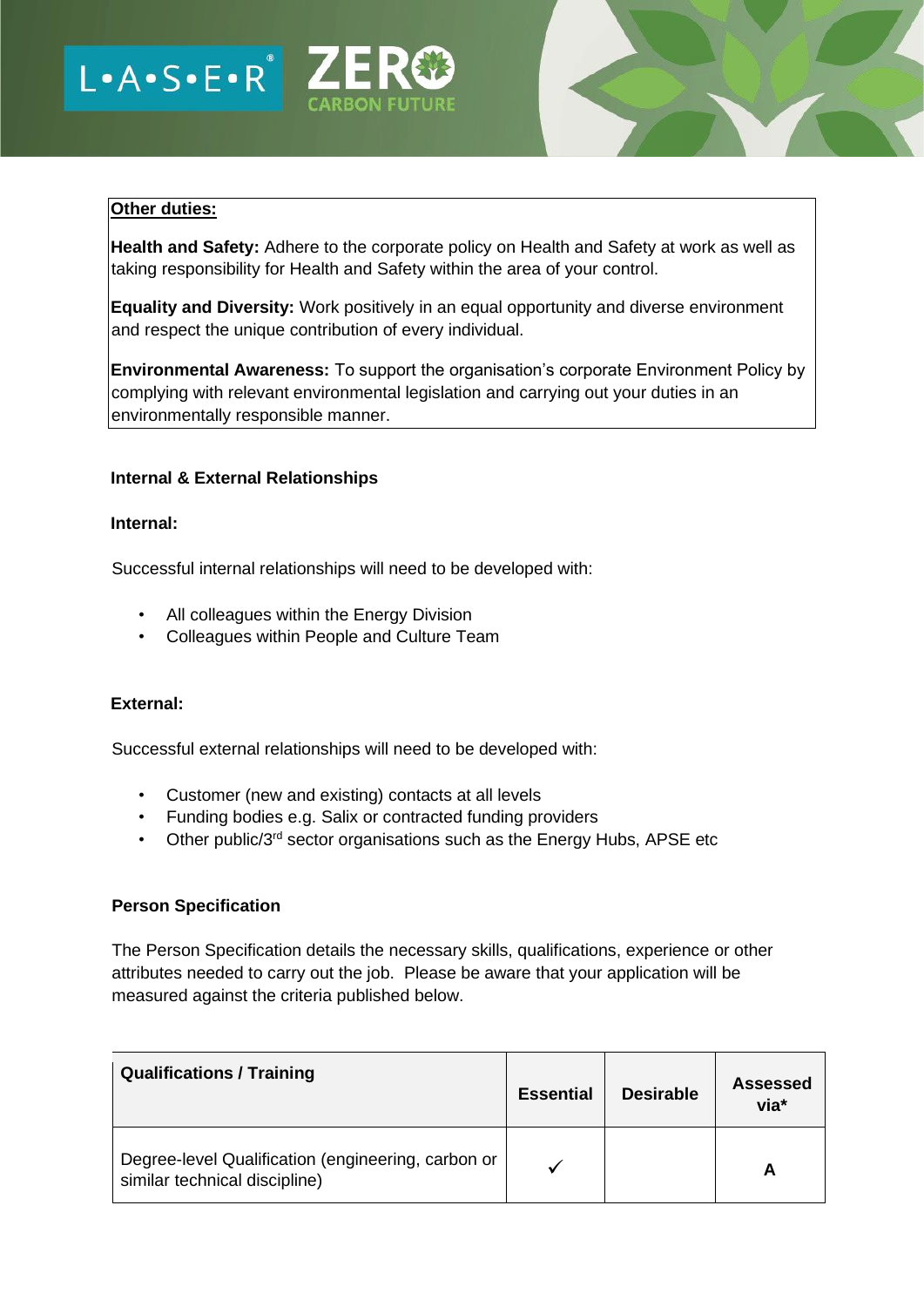**Other duties:**

**Health and Safety:** Adhere to the corporate policy on Health and Safety at work as well as taking responsibility for Health and Safety within the area of your control.

**Equality and Diversity:** Work positively in an equal opportunity and diverse environment and respect the unique contribution of every individual.

**Environmental Awareness:** To support the organisation's corporate Environment Policy by complying with relevant environmental legislation and carrying out your duties in an environmentally responsible manner.

### Internal & External Relationships

**Internal:**

Successful internal relationships will need to be developed with:

- All colleagues within the Energy Division
- Colleagues within People and Culture Team

**External:**

Successful external relationships will need to be developed with:

- Customer (new and existing) contacts at all levels
- Funding bodies e.g. Salix or contracted funding providers
- Other public/3rd sector organisations such as the Energy Hubs, APSE etc

### Person Specification

The Person Specification details the necessary skills, qualifications, experience or other attributes needed to carry out the job. Please be aware that your application will be measured against the criteria published below.

| Qualifications / Training | Essential | Desirable | Assessed via* |
|---|---|---|---|
| Degree-level Qualification (engineering, carbon or similar technical discipline) | ✓ | | A |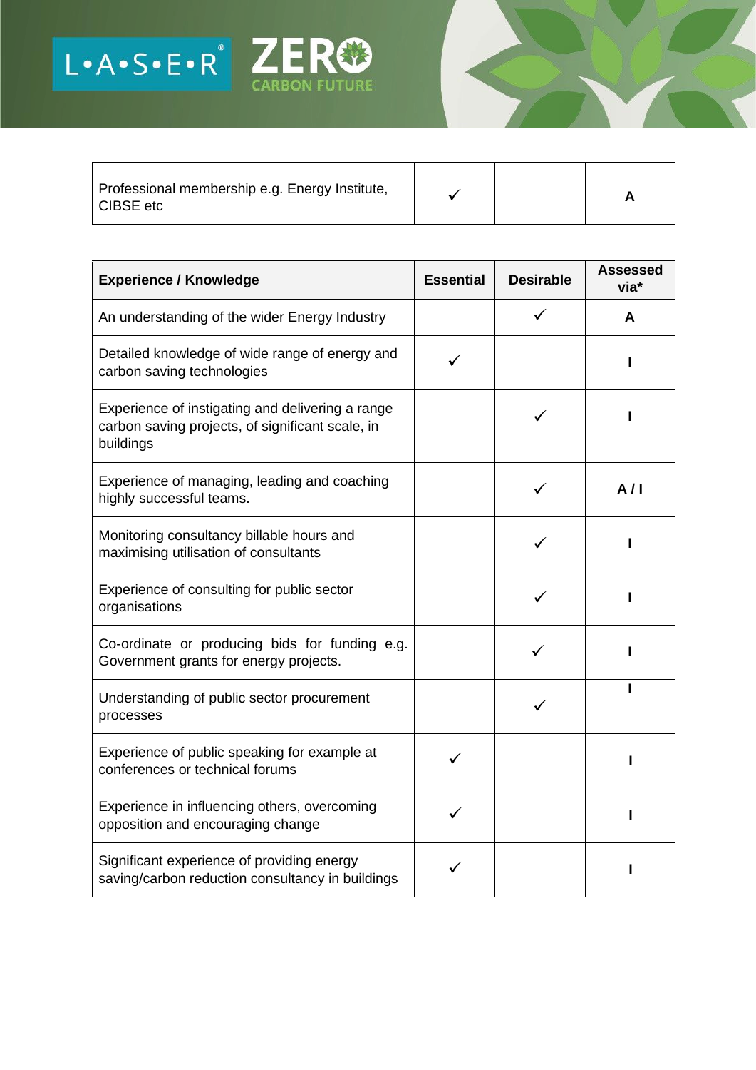| | | | |
|---|---|---|---|
| Professional membership e.g. Energy Institute, CIBSE etc | ✓ | | **A** |

| **Experience / Knowledge** | **Essential** | **Desirable** | **Assessed via*** |
|---|---|---|---|
| An understanding of the wider Energy Industry | | ✓ | **A** |
| Detailed knowledge of wide range of energy and carbon saving technologies | ✓ | | **I** |
| Experience of instigating and delivering a range carbon saving projects, of significant scale, in buildings | | ✓ | **I** |
| Experience of managing, leading and coaching highly successful teams. | | ✓ | **A / I** |
| Monitoring consultancy billable hours and maximising utilisation of consultants | | ✓ | **I** |
| Experience of consulting for public sector organisations | | ✓ | **I** |
| Co-ordinate or producing bids for funding e.g. Government grants for energy projects. | | ✓ | **I** |
| Understanding of public sector procurement processes | | ✓ | **I** |
| Experience of public speaking for example at conferences or technical forums | ✓ | | **I** |
| Experience in influencing others, overcoming opposition and encouraging change | ✓ | | **I** |
| Significant experience of providing energy saving/carbon reduction consultancy in buildings | ✓ | | **I** |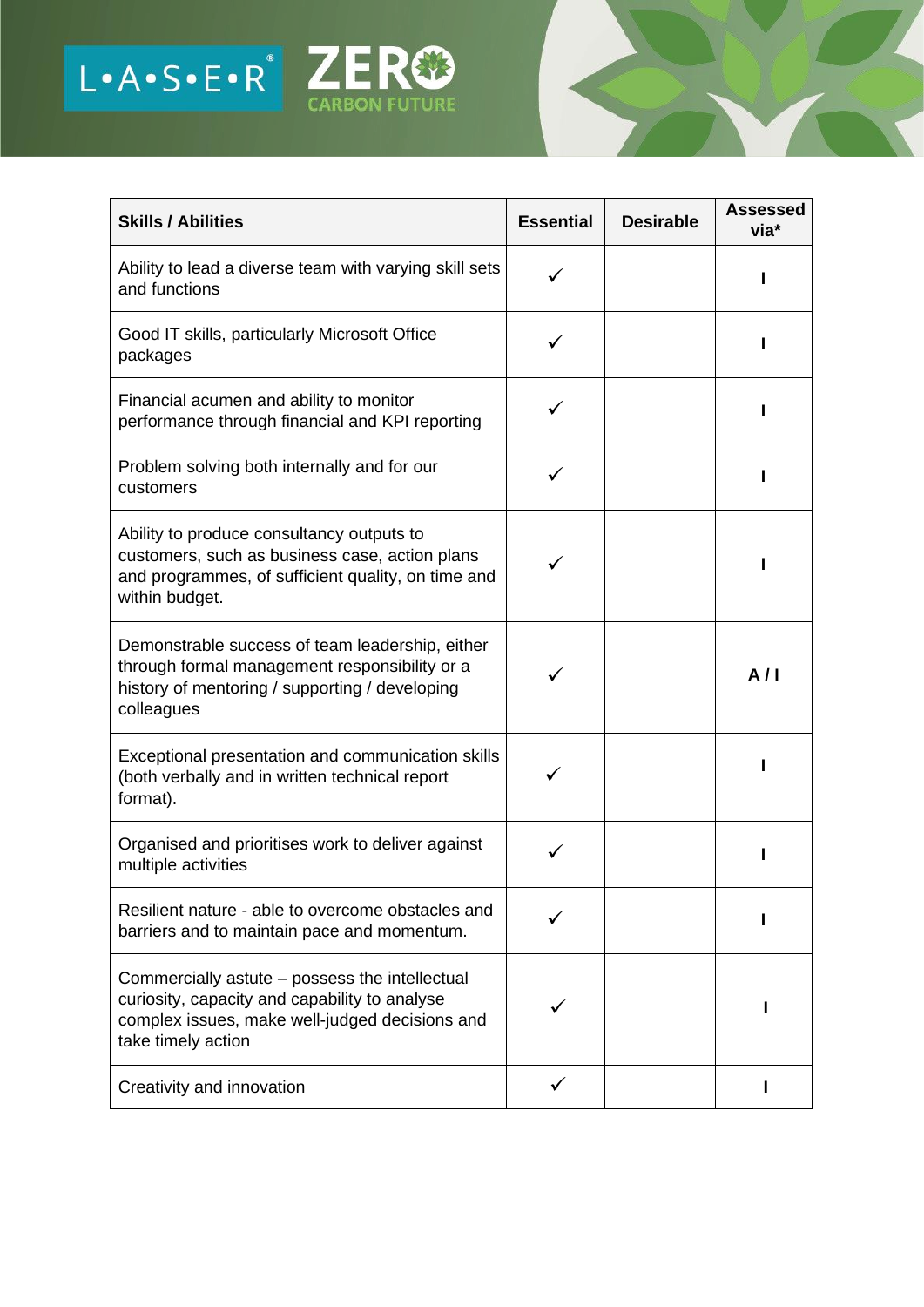| Skills / Abilities | Essential | Desirable | Assessed via* |
|---|---|---|---|
| Ability to lead a diverse team with varying skill sets and functions | ✓ | | I |
| Good IT skills, particularly Microsoft Office packages | ✓ | | I |
| Financial acumen and ability to monitor performance through financial and KPI reporting | ✓ | | I |
| Problem solving both internally and for our customers | ✓ | | I |
| Ability to produce consultancy outputs to customers, such as business case, action plans and programmes, of sufficient quality, on time and within budget. | ✓ | | I |
| Demonstrable success of team leadership, either through formal management responsibility or a history of mentoring / supporting / developing colleagues | ✓ | | A / I |
| Exceptional presentation and communication skills (both verbally and in written technical report format). | ✓ | | I |
| Organised and prioritises work to deliver against multiple activities | ✓ | | I |
| Resilient nature - able to overcome obstacles and barriers and to maintain pace and momentum. | ✓ | | I |
| Commercially astute – possess the intellectual curiosity, capacity and capability to analyse complex issues, make well-judged decisions and take timely action | ✓ | | I |
| Creativity and innovation | ✓ | | I |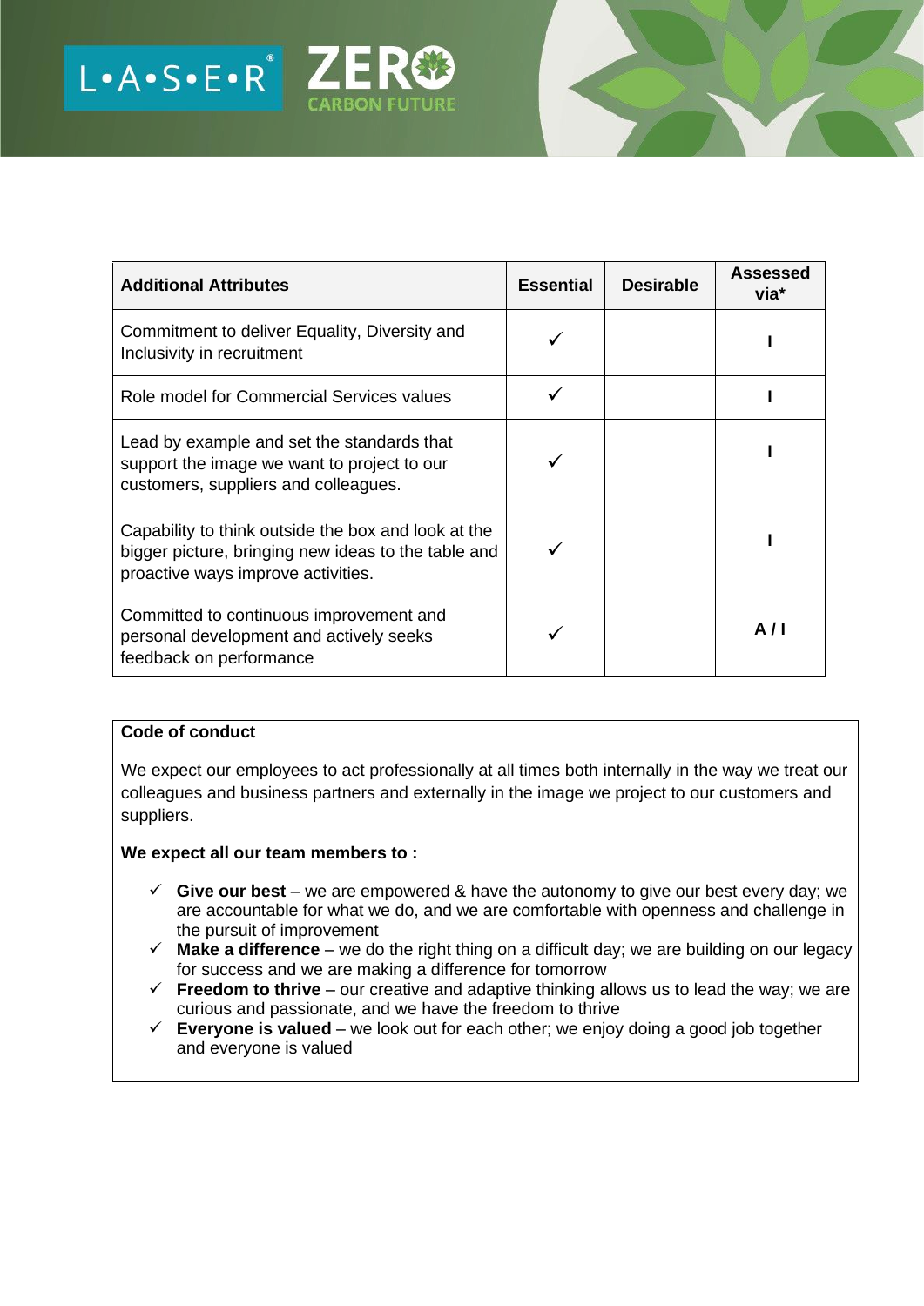| Additional Attributes | Essential | Desirable | Assessed via* |
|---|---|---|---|
| Commitment to deliver Equality, Diversity and Inclusivity in recruitment | ✓ | | I |
| Role model for Commercial Services values | ✓ | | I |
| Lead by example and set the standards that support the image we want to project to our customers, suppliers and colleagues. | ✓ | | I |
| Capability to think outside the box and look at the bigger picture, bringing new ideas to the table and proactive ways improve activities. | ✓ | | I |
| Committed to continuous improvement and personal development and actively seeks feedback on performance | ✓ | | A / I |

**Code of conduct**

We expect our employees to act professionally at all times both internally in the way we treat our colleagues and business partners and externally in the image we project to our customers and suppliers.

**We expect all our team members to :**

- ✓ **Give our best** – we are empowered & have the autonomy to give our best every day; we are accountable for what we do, and we are comfortable with openness and challenge in the pursuit of improvement
- ✓ **Make a difference** – we do the right thing on a difficult day; we are building on our legacy for success and we are making a difference for tomorrow
- ✓ **Freedom to thrive** – our creative and adaptive thinking allows us to lead the way; we are curious and passionate, and we have the freedom to thrive
- ✓ **Everyone is valued** – we look out for each other; we enjoy doing a good job together and everyone is valued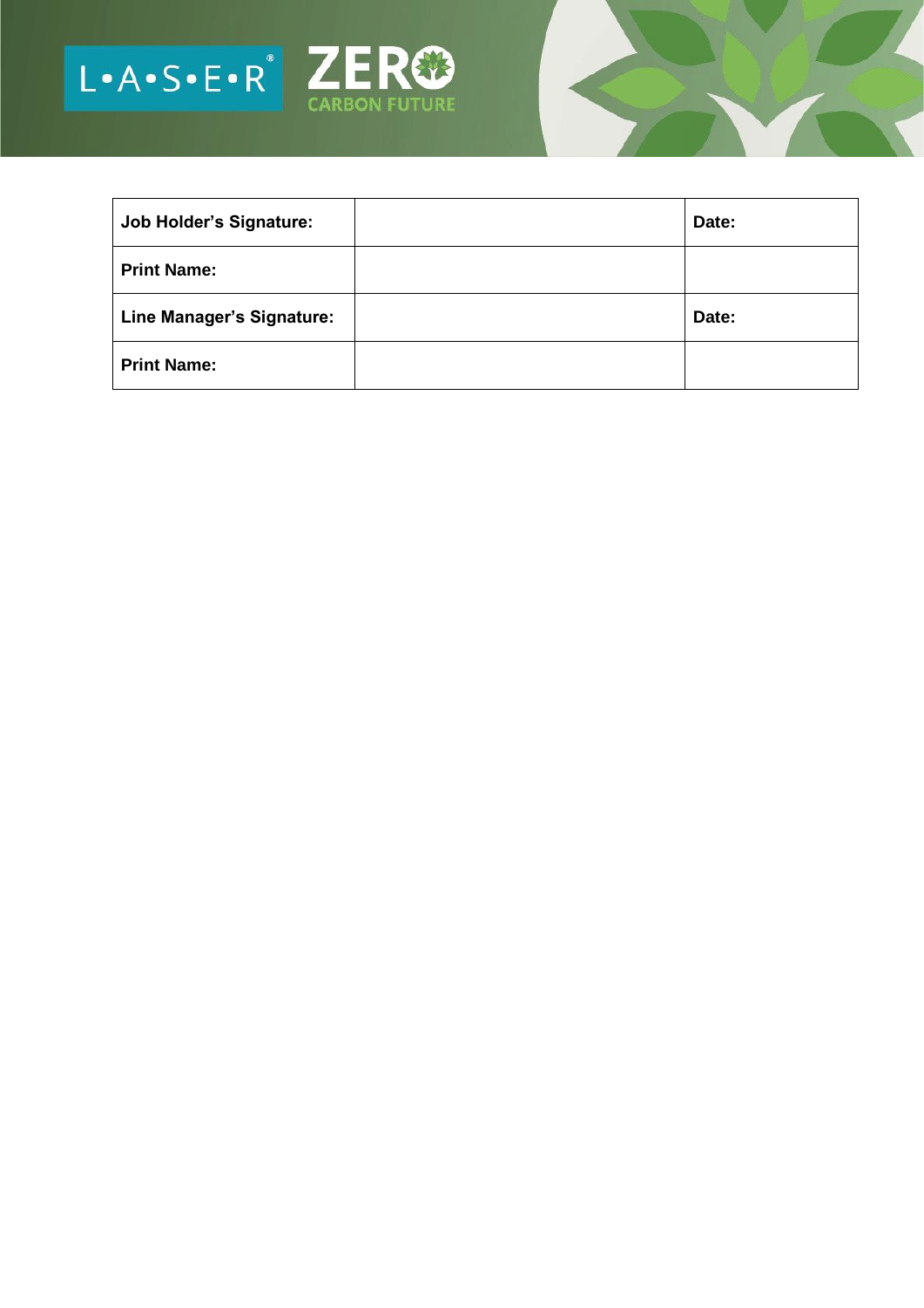| | | | |
|---|---|---|---|
| **Job Holder's Signature:** | | **Date:** | |
| **Print Name:** | | | |
| **Line Manager's Signature:** | | **Date:** | |
| **Print Name:** | | | |